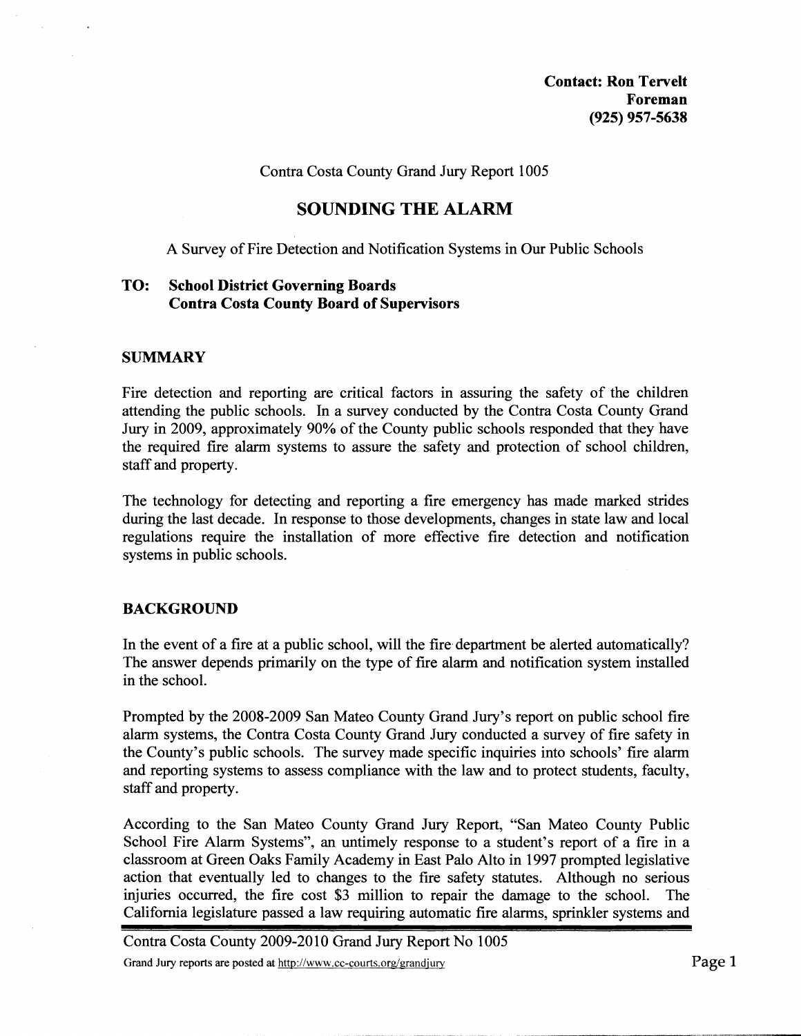**Contact: Ron Tervelt**
**Foreman**
**(925) 957-5638**

Contra Costa County Grand Jury Report 1005

# SOUNDING THE ALARM

A Survey of Fire Detection and Notification Systems in Our Public Schools

**TO: School District Governing Boards**
**Contra Costa County Board of Supervisors**

## SUMMARY

Fire detection and reporting are critical factors in assuring the safety of the children attending the public schools. In a survey conducted by the Contra Costa County Grand Jury in 2009, approximately 90% of the County public schools responded that they have the required fire alarm systems to assure the safety and protection of school children, staff and property.

The technology for detecting and reporting a fire emergency has made marked strides during the last decade. In response to those developments, changes in state law and local regulations require the installation of more effective fire detection and notification systems in public schools.

## BACKGROUND

In the event of a fire at a public school, will the fire department be alerted automatically? The answer depends primarily on the type of fire alarm and notification system installed in the school.

Prompted by the 2008-2009 San Mateo County Grand Jury's report on public school fire alarm systems, the Contra Costa County Grand Jury conducted a survey of fire safety in the County's public schools. The survey made specific inquiries into schools' fire alarm and reporting systems to assess compliance with the law and to protect students, faculty, staff and property.

According to the San Mateo County Grand Jury Report, "San Mateo County Public School Fire Alarm Systems", an untimely response to a student's report of a fire in a classroom at Green Oaks Family Academy in East Palo Alto in 1997 prompted legislative action that eventually led to changes to the fire safety statutes. Although no serious injuries occurred, the fire cost $3 million to repair the damage to the school. The California legislature passed a law requiring automatic fire alarms, sprinkler systems and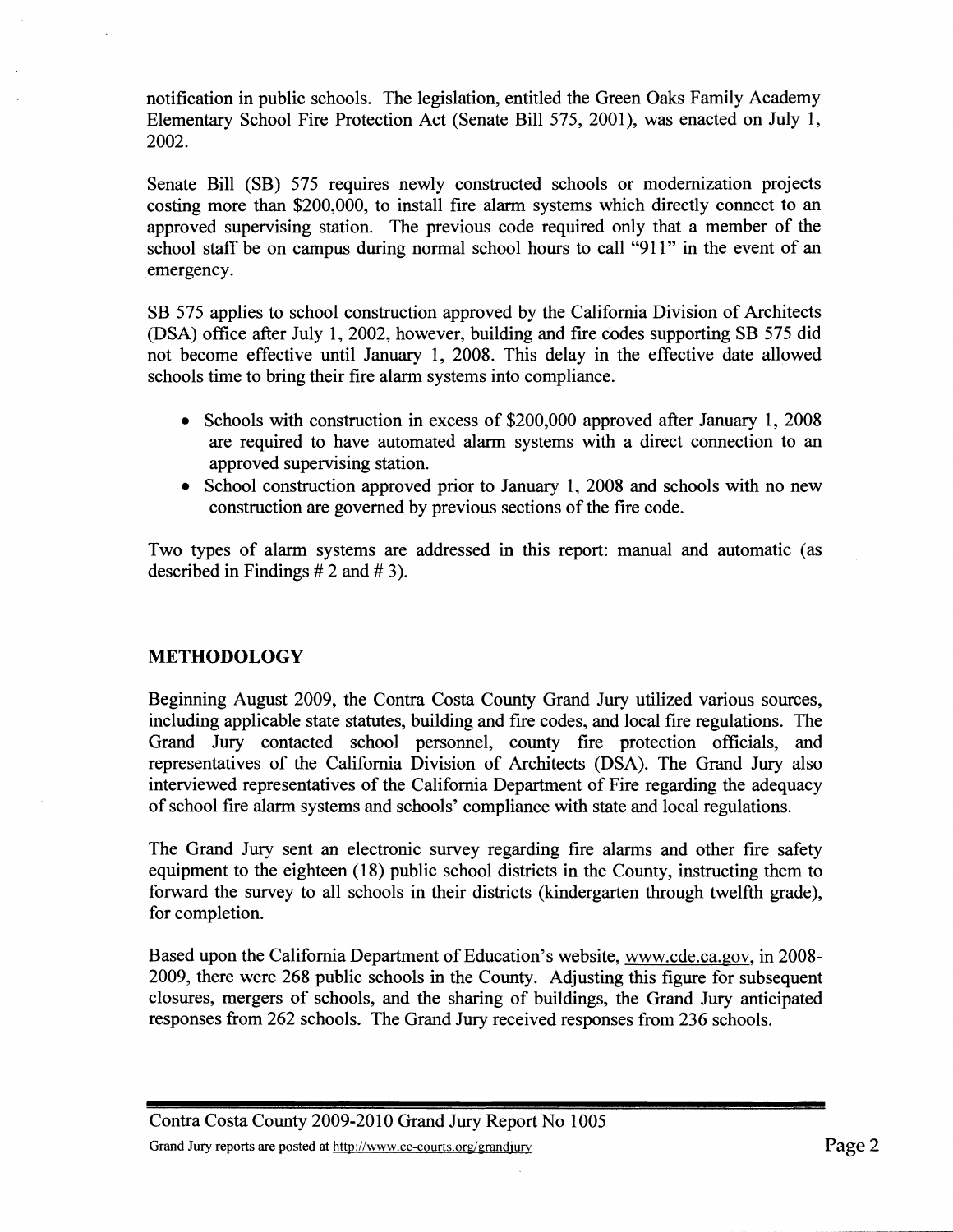notification in public schools. The legislation, entitled the Green Oaks Family Academy Elementary School Fire Protection Act (Senate Bill 575, 2001), was enacted on July 1, 2002.

Senate Bill (SB) 575 requires newly constructed schools or modernization projects costing more than $200,000, to install fire alarm systems which directly connect to an approved supervising station. The previous code required only that a member of the school staff be on campus during normal school hours to call "911" in the event of an emergency.

SB 575 applies to school construction approved by the California Division of Architects (DSA) office after July 1, 2002, however, building and fire codes supporting SB 575 did not become effective until January 1, 2008. This delay in the effective date allowed schools time to bring their fire alarm systems into compliance.

- Schools with construction in excess of $200,000 approved after January 1, 2008 are required to have automated alarm systems with a direct connection to an approved supervising station.
- School construction approved prior to January 1, 2008 and schools with no new construction are governed by previous sections of the fire code.

Two types of alarm systems are addressed in this report: manual and automatic (as described in Findings # 2 and # 3).

## METHODOLOGY

Beginning August 2009, the Contra Costa County Grand Jury utilized various sources, including applicable state statutes, building and fire codes, and local fire regulations. The Grand Jury contacted school personnel, county fire protection officials, and representatives of the California Division of Architects (DSA). The Grand Jury also interviewed representatives of the California Department of Fire regarding the adequacy of school fire alarm systems and schools' compliance with state and local regulations.

The Grand Jury sent an electronic survey regarding fire alarms and other fire safety equipment to the eighteen (18) public school districts in the County, instructing them to forward the survey to all schools in their districts (kindergarten through twelfth grade), for completion.

Based upon the California Department of Education's website, www.cde.ca.gov, in 2008-2009, there were 268 public schools in the County. Adjusting this figure for subsequent closures, mergers of schools, and the sharing of buildings, the Grand Jury anticipated responses from 262 schools. The Grand Jury received responses from 236 schools.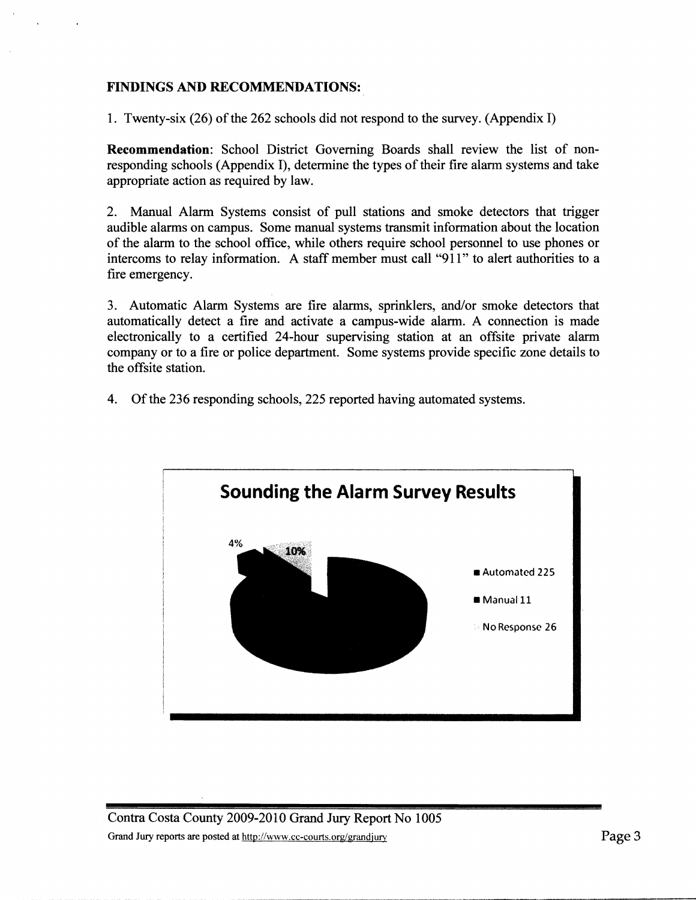**FINDINGS AND RECOMMENDATIONS:**

1. Twenty-six (26) of the 262 schools did not respond to the survey. (Appendix I)

**Recommendation**: School District Governing Boards shall review the list of non-responding schools (Appendix I), determine the types of their fire alarm systems and take appropriate action as required by law.

2. Manual Alarm Systems consist of pull stations and smoke detectors that trigger audible alarms on campus. Some manual systems transmit information about the location of the alarm to the school office, while others require school personnel to use phones or intercoms to relay information. A staff member must call "911" to alert authorities to a fire emergency.

3. Automatic Alarm Systems are fire alarms, sprinklers, and/or smoke detectors that automatically detect a fire and activate a campus-wide alarm. A connection is made electronically to a certified 24-hour supervising station at an offsite private alarm company or to a fire or police department. Some systems provide specific zone details to the offsite station.

4. Of the 236 responding schools, 225 reported having automated systems.

**Sounding the Alarm Survey Results**

- Automated 225
- Manual 11 (4%)
- No Response 26 (10%)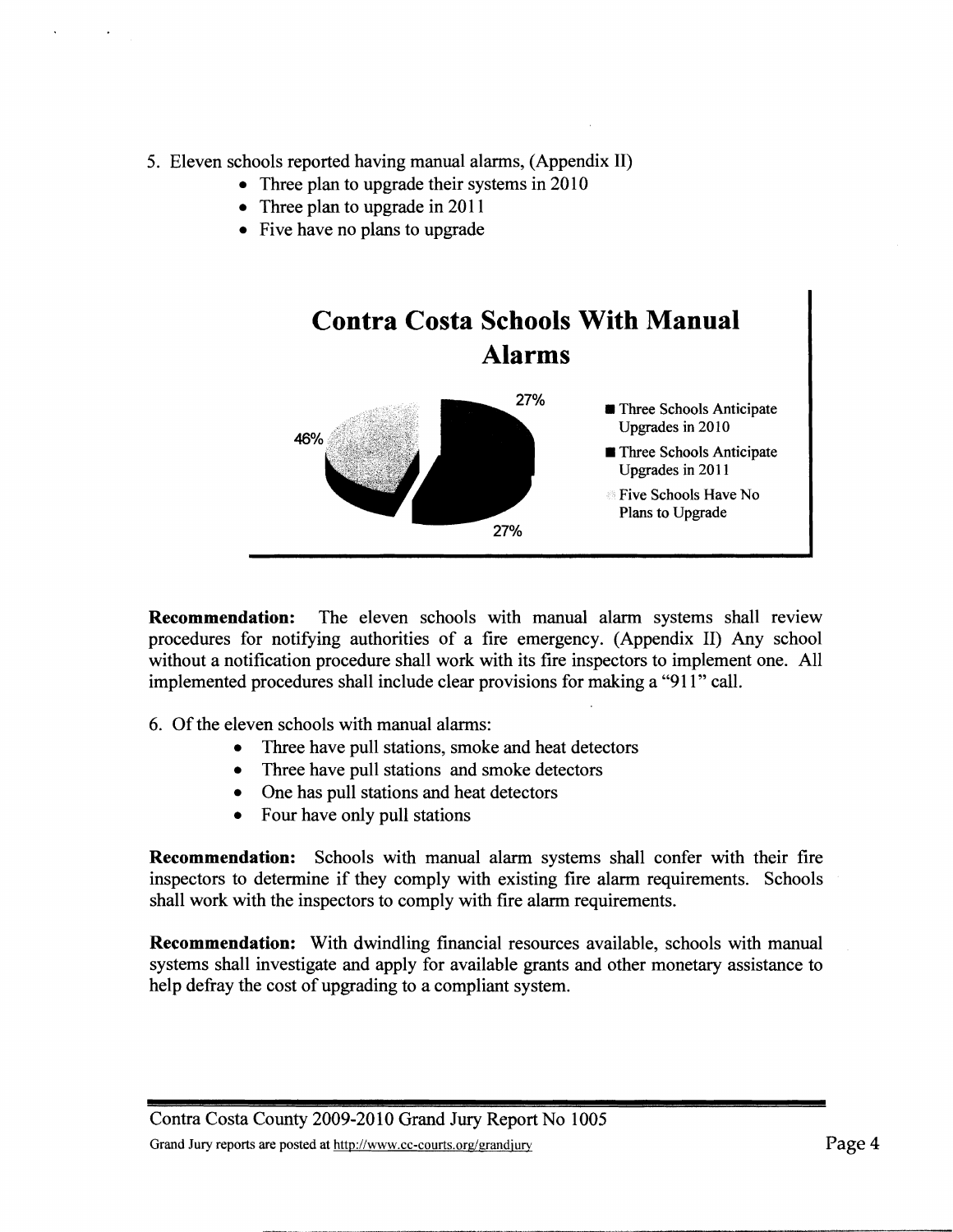5. Eleven schools reported having manual alarms, (Appendix II)
    - Three plan to upgrade their systems in 2010
    - Three plan to upgrade in 2011
    - Five have no plans to upgrade

**Contra Costa Schools With Manual Alarms**

27%

46%

27%

- Three Schools Anticipate Upgrades in 2010
- Three Schools Anticipate Upgrades in 2011
- Five Schools Have No Plans to Upgrade

**Recommendation:** The eleven schools with manual alarm systems shall review procedures for notifying authorities of a fire emergency. (Appendix II) Any school without a notification procedure shall work with its fire inspectors to implement one. All implemented procedures shall include clear provisions for making a "911" call.

6. Of the eleven schools with manual alarms:
    - Three have pull stations, smoke and heat detectors
    - Three have pull stations and smoke detectors
    - One has pull stations and heat detectors
    - Four have only pull stations

**Recommendation:** Schools with manual alarm systems shall confer with their fire inspectors to determine if they comply with existing fire alarm requirements. Schools shall work with the inspectors to comply with fire alarm requirements.

**Recommendation:** With dwindling financial resources available, schools with manual systems shall investigate and apply for available grants and other monetary assistance to help defray the cost of upgrading to a compliant system.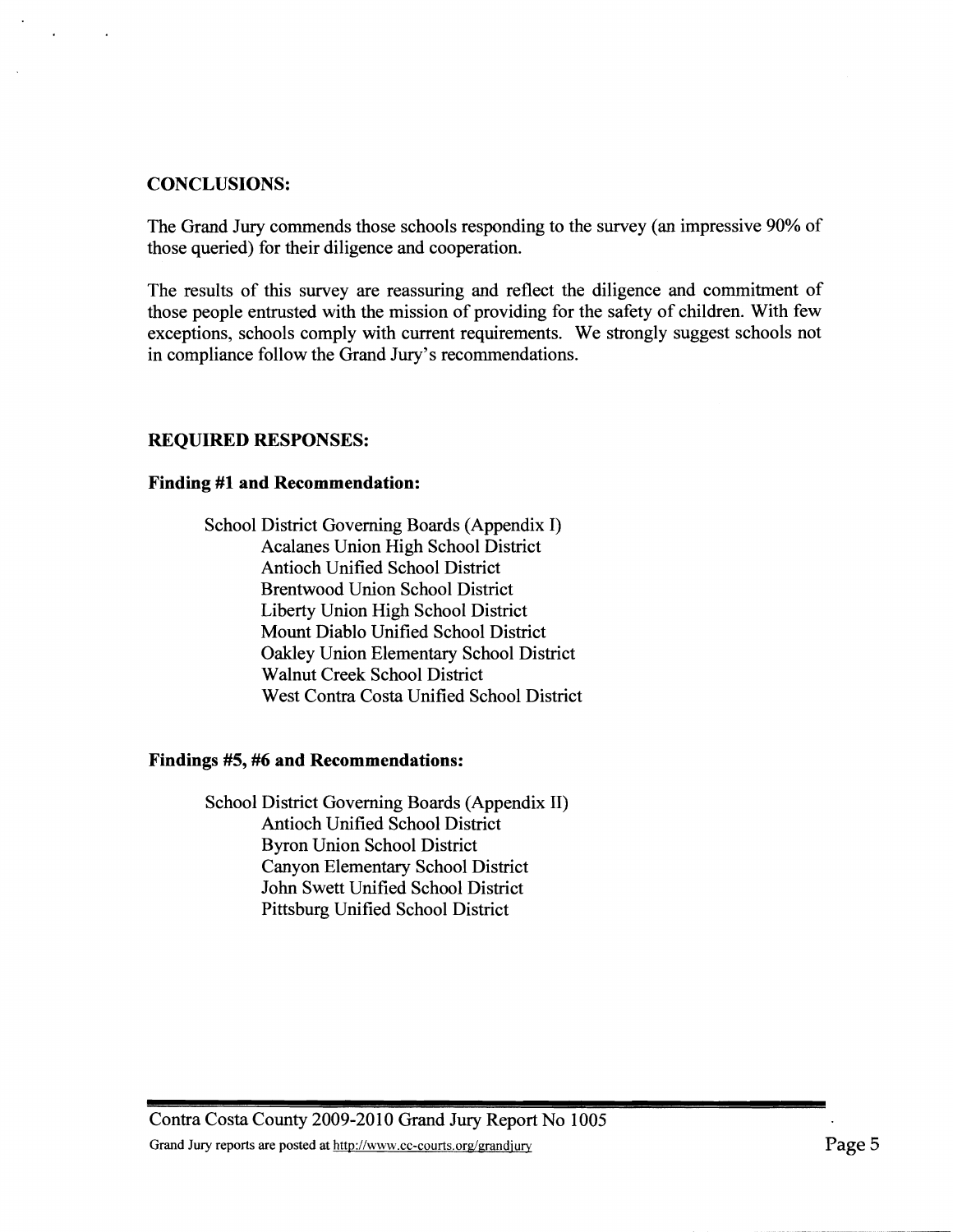## CONCLUSIONS:

The Grand Jury commends those schools responding to the survey (an impressive 90% of those queried) for their diligence and cooperation.

The results of this survey are reassuring and reflect the diligence and commitment of those people entrusted with the mission of providing for the safety of children. With few exceptions, schools comply with current requirements. We strongly suggest schools not in compliance follow the Grand Jury's recommendations.

## REQUIRED RESPONSES:

### Finding #1 and Recommendation:

School District Governing Boards (Appendix I)
- Acalanes Union High School District
- Antioch Unified School District
- Brentwood Union School District
- Liberty Union High School District
- Mount Diablo Unified School District
- Oakley Union Elementary School District
- Walnut Creek School District
- West Contra Costa Unified School District

### Findings #5, #6 and Recommendations:

School District Governing Boards (Appendix II)
- Antioch Unified School District
- Byron Union School District
- Canyon Elementary School District
- John Swett Unified School District
- Pittsburg Unified School District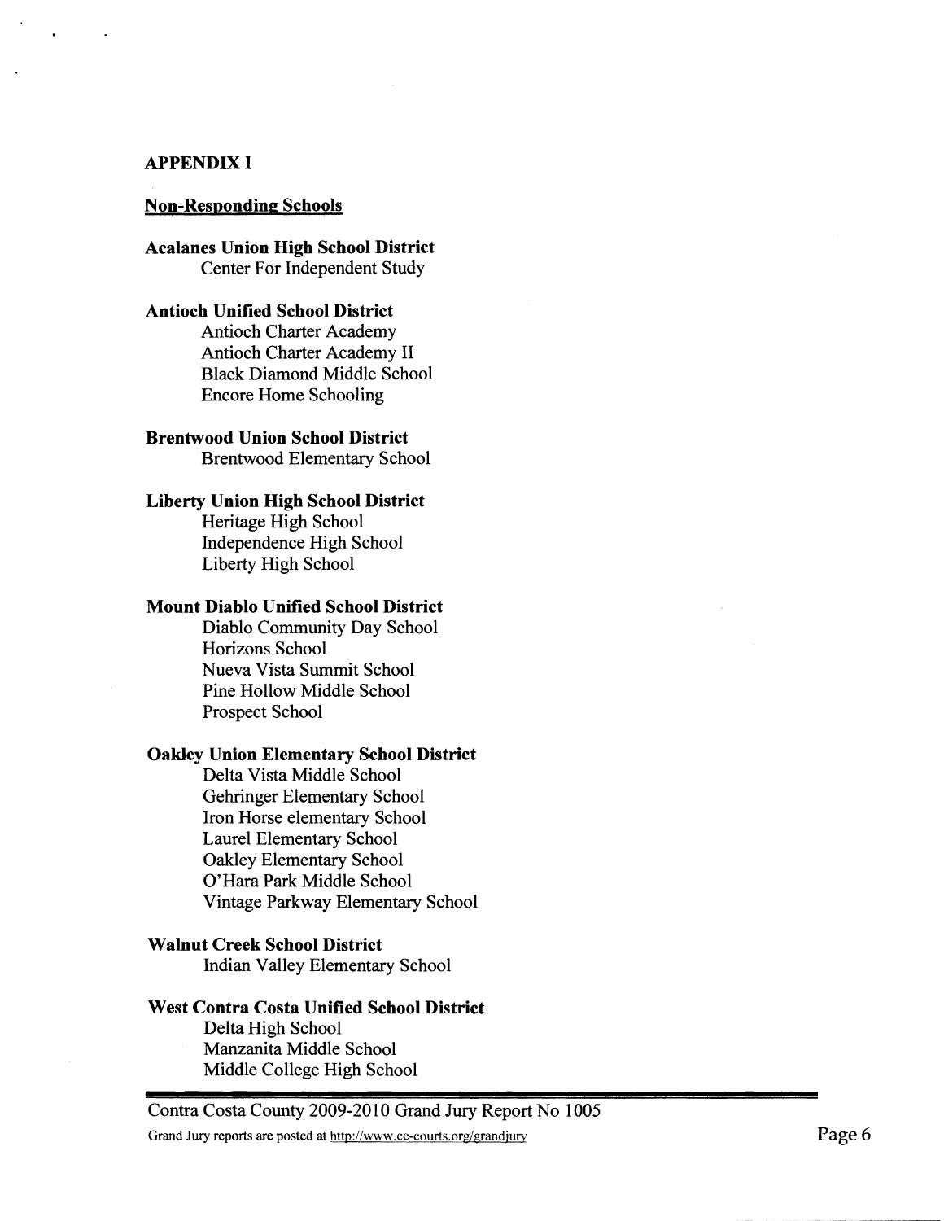## APPENDIX I

### Non-Responding Schools

**Acalanes Union High School District**
- Center For Independent Study

**Antioch Unified School District**
- Antioch Charter Academy
- Antioch Charter Academy II
- Black Diamond Middle School
- Encore Home Schooling

**Brentwood Union School District**
- Brentwood Elementary School

**Liberty Union High School District**
- Heritage High School
- Independence High School
- Liberty High School

**Mount Diablo Unified School District**
- Diablo Community Day School
- Horizons School
- Nueva Vista Summit School
- Pine Hollow Middle School
- Prospect School

**Oakley Union Elementary School District**
- Delta Vista Middle School
- Gehringer Elementary School
- Iron Horse elementary School
- Laurel Elementary School
- Oakley Elementary School
- O'Hara Park Middle School
- Vintage Parkway Elementary School

**Walnut Creek School District**
- Indian Valley Elementary School

**West Contra Costa Unified School District**
- Delta High School
- Manzanita Middle School
- Middle College High School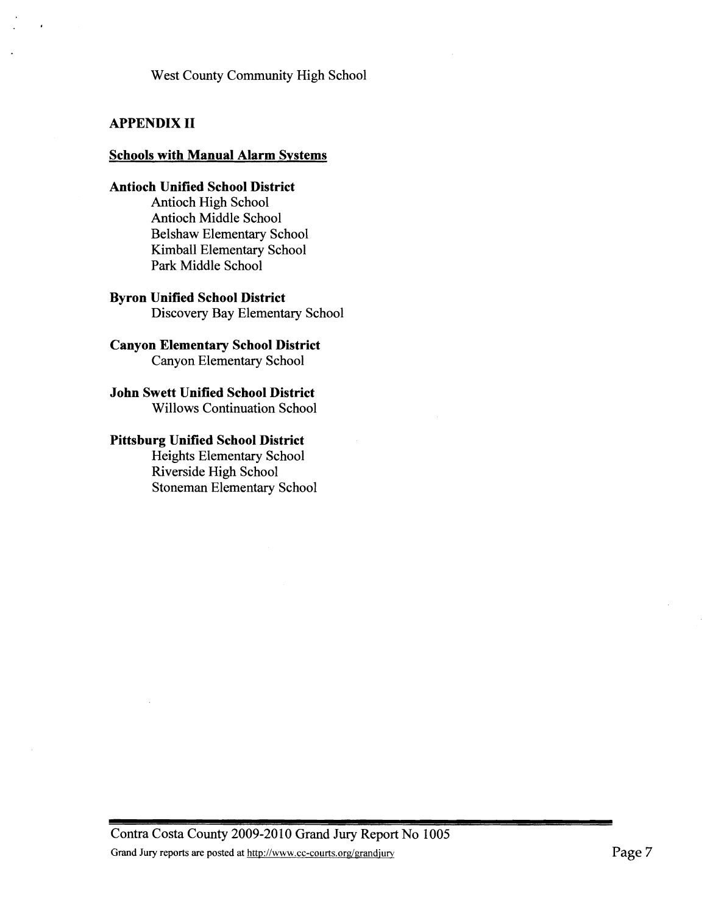West County Community High School

## APPENDIX II

### Schools with Manual Alarm Systems

**Antioch Unified School District**

- Antioch High School
- Antioch Middle School
- Belshaw Elementary School
- Kimball Elementary School
- Park Middle School

**Byron Unified School District**

- Discovery Bay Elementary School

**Canyon Elementary School District**

- Canyon Elementary School

**John Swett Unified School District**

- Willows Continuation School

**Pittsburg Unified School District**

- Heights Elementary School
- Riverside High School
- Stoneman Elementary School